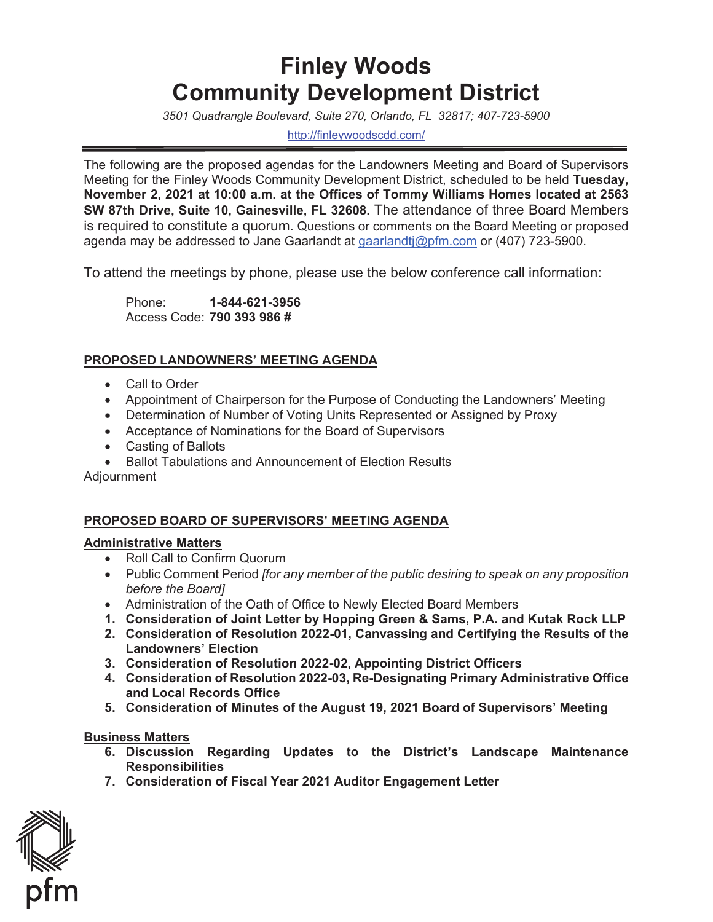# Finley Woods Community Development District

*3501 Quadrangle Boulevard, Suite 270, Orlando, FL 32817; 407-723-5900*

http://finleywoodscdd.com/

---

The following are the proposed agendas for the Landowners Meeting and Board of Supervisors Meeting for the Finley Woods Community Development District, scheduled to be held **Tuesday, November 2, 2021 at 10:00 a.m. at the Offices of Tommy Williams Homes located at 2563 SW 87th Drive, Suite 10, Gainesville, FL 32608.** The attendance of three Board Members is required to constitute a quorum. Questions or comments on the Board Meeting or proposed agenda may be addressed to Jane Gaarlandt at gaarlandtj@pfm.com or (407) 723-5900.

To attend the meetings by phone, please use the below conference call information:

Phone: **1-844-621-3956**
Access Code: **790 393 986 #**

## PROPOSED LANDOWNERS' MEETING AGENDA

- Call to Order
- Appointment of Chairperson for the Purpose of Conducting the Landowners' Meeting
- Determination of Number of Voting Units Represented or Assigned by Proxy
- Acceptance of Nominations for the Board of Supervisors
- Casting of Ballots
- Ballot Tabulations and Announcement of Election Results

Adjournment

## PROPOSED BOARD OF SUPERVISORS' MEETING AGENDA

### Administrative Matters

- Roll Call to Confirm Quorum
- Public Comment Period *[for any member of the public desiring to speak on any proposition before the Board]*
- Administration of the Oath of Office to Newly Elected Board Members

1. **Consideration of Joint Letter by Hopping Green & Sams, P.A. and Kutak Rock LLP**
2. **Consideration of Resolution 2022-01, Canvassing and Certifying the Results of the Landowners' Election**
3. **Consideration of Resolution 2022-02, Appointing District Officers**
4. **Consideration of Resolution 2022-03, Re-Designating Primary Administrative Office and Local Records Office**
5. **Consideration of Minutes of the August 19, 2021 Board of Supervisors' Meeting**

### Business Matters

6. **Discussion Regarding Updates to the District's Landscape Maintenance Responsibilities**
7. **Consideration of Fiscal Year 2021 Auditor Engagement Letter**

pfm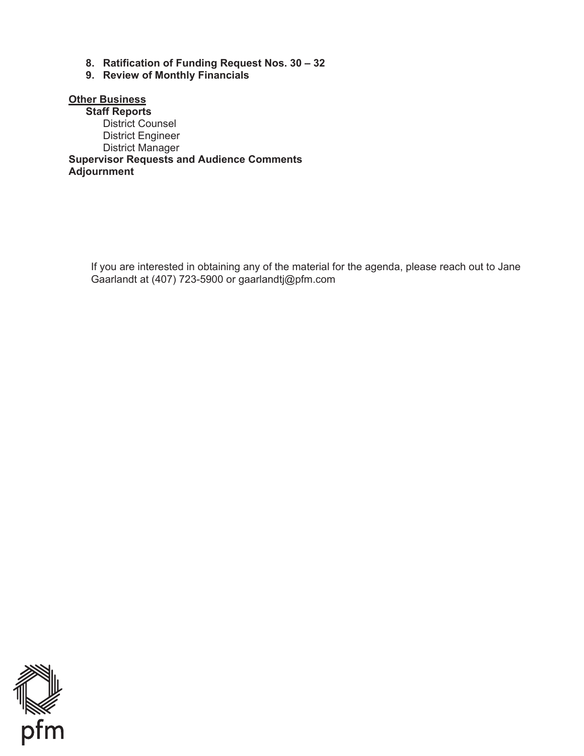8. **Ratification of Funding Request Nos. 30 – 32**
9. **Review of Monthly Financials**

**Other Business**

**Staff Reports**

District Counsel
District Engineer
District Manager

**Supervisor Requests and Audience Comments**

**Adjournment**

If you are interested in obtaining any of the material for the agenda, please reach out to Jane Gaarlandt at (407) 723-5900 or gaarlandtj@pfm.com

pfm